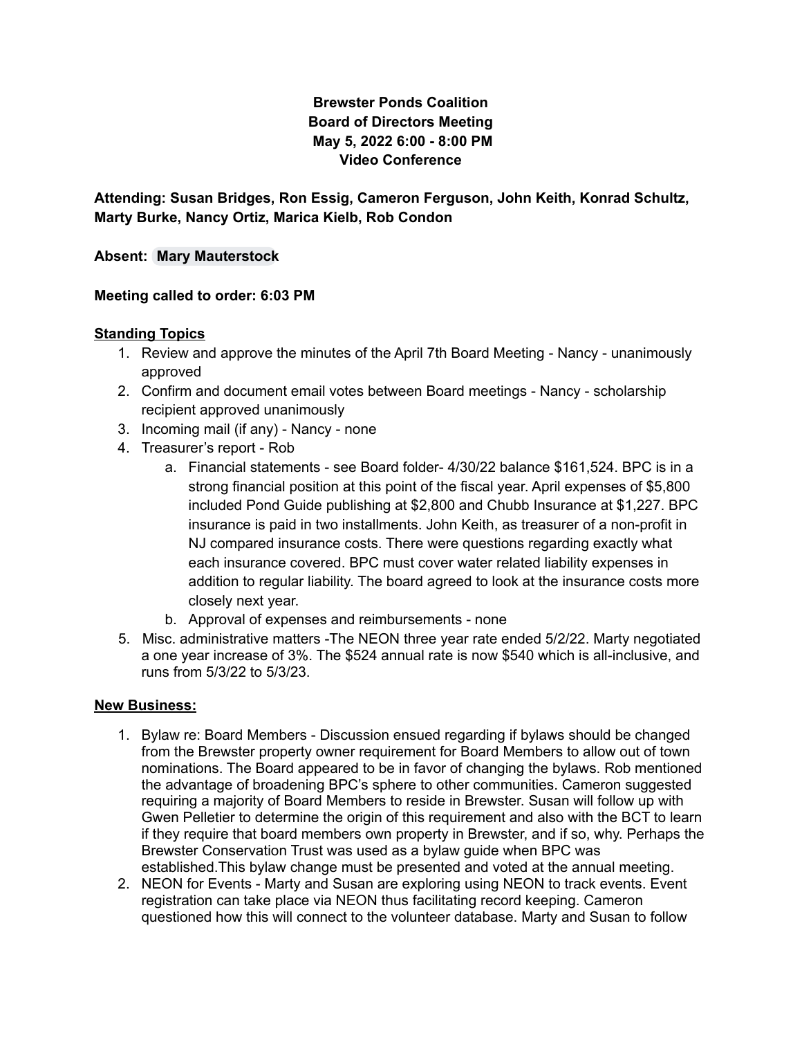**Brewster Ponds Coalition**
**Board of Directors Meeting**
**May 5, 2022 6:00 - 8:00 PM**
**Video Conference**

**Attending: Susan Bridges, Ron Essig, Cameron Ferguson, John Keith, Konrad Schultz, Marty Burke, Nancy Ortiz, Marica Kielb, Rob Condon**

**Absent: Mary Mauterstock**

**Meeting called to order: 6:03 PM**

## Standing Topics

1. Review and approve the minutes of the April 7th Board Meeting - Nancy - unanimously approved
2. Confirm and document email votes between Board meetings - Nancy - scholarship recipient approved unanimously
3. Incoming mail (if any) - Nancy - none
4. Treasurer's report - Rob
   a. Financial statements - see Board folder- 4/30/22 balance $161,524. BPC is in a strong financial position at this point of the fiscal year. April expenses of $5,800 included Pond Guide publishing at $2,800 and Chubb Insurance at $1,227. BPC insurance is paid in two installments. John Keith, as treasurer of a non-profit in NJ compared insurance costs. There were questions regarding exactly what each insurance covered. BPC must cover water related liability expenses in addition to regular liability. The board agreed to look at the insurance costs more closely next year.
   b. Approval of expenses and reimbursements - none
5. Misc. administrative matters -The NEON three year rate ended 5/2/22. Marty negotiated a one year increase of 3%. The $524 annual rate is now $540 which is all-inclusive, and runs from 5/3/22 to 5/3/23.

## New Business:

1. Bylaw re: Board Members - Discussion ensued regarding if bylaws should be changed from the Brewster property owner requirement for Board Members to allow out of town nominations. The Board appeared to be in favor of changing the bylaws. Rob mentioned the advantage of broadening BPC's sphere to other communities. Cameron suggested requiring a majority of Board Members to reside in Brewster. Susan will follow up with Gwen Pelletier to determine the origin of this requirement and also with the BCT to learn if they require that board members own property in Brewster, and if so, why. Perhaps the Brewster Conservation Trust was used as a bylaw guide when BPC was established.This bylaw change must be presented and voted at the annual meeting.
2. NEON for Events - Marty and Susan are exploring using NEON to track events. Event registration can take place via NEON thus facilitating record keeping. Cameron questioned how this will connect to the volunteer database. Marty and Susan to follow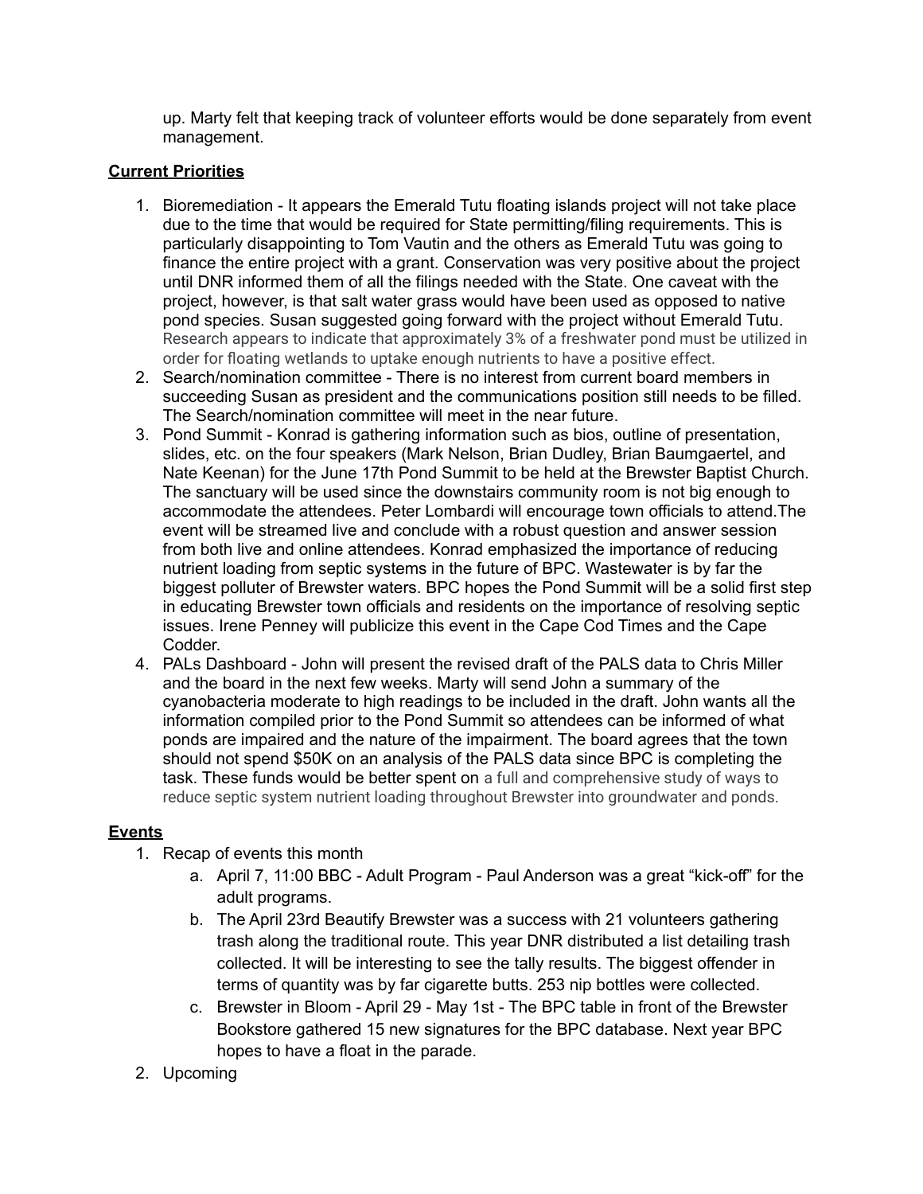up. Marty felt that keeping track of volunteer efforts would be done separately from event management.

**Current Priorities**

1. Bioremediation - It appears the Emerald Tutu floating islands project will not take place due to the time that would be required for State permitting/filing requirements. This is particularly disappointing to Tom Vautin and the others as Emerald Tutu was going to finance the entire project with a grant. Conservation was very positive about the project until DNR informed them of all the filings needed with the State. One caveat with the project, however, is that salt water grass would have been used as opposed to native pond species. Susan suggested going forward with the project without Emerald Tutu. Research appears to indicate that approximately 3% of a freshwater pond must be utilized in order for floating wetlands to uptake enough nutrients to have a positive effect.
2. Search/nomination committee - There is no interest from current board members in succeeding Susan as president and the communications position still needs to be filled. The Search/nomination committee will meet in the near future.
3. Pond Summit - Konrad is gathering information such as bios, outline of presentation, slides, etc. on the four speakers (Mark Nelson, Brian Dudley, Brian Baumgaertel, and Nate Keenan) for the June 17th Pond Summit to be held at the Brewster Baptist Church. The sanctuary will be used since the downstairs community room is not big enough to accommodate the attendees. Peter Lombardi will encourage town officials to attend.The event will be streamed live and conclude with a robust question and answer session from both live and online attendees. Konrad emphasized the importance of reducing nutrient loading from septic systems in the future of BPC. Wastewater is by far the biggest polluter of Brewster waters. BPC hopes the Pond Summit will be a solid first step in educating Brewster town officials and residents on the importance of resolving septic issues. Irene Penney will publicize this event in the Cape Cod Times and the Cape Codder.
4. PALs Dashboard - John will present the revised draft of the PALS data to Chris Miller and the board in the next few weeks. Marty will send John a summary of the cyanobacteria moderate to high readings to be included in the draft. John wants all the information compiled prior to the Pond Summit so attendees can be informed of what ponds are impaired and the nature of the impairment. The board agrees that the town should not spend $50K on an analysis of the PALS data since BPC is completing the task. These funds would be better spent on a full and comprehensive study of ways to reduce septic system nutrient loading throughout Brewster into groundwater and ponds.

**Events**

1. Recap of events this month
   a. April 7, 11:00 BBC - Adult Program - Paul Anderson was a great "kick-off" for the adult programs.
   b. The April 23rd Beautify Brewster was a success with 21 volunteers gathering trash along the traditional route. This year DNR distributed a list detailing trash collected. It will be interesting to see the tally results. The biggest offender in terms of quantity was by far cigarette butts. 253 nip bottles were collected.
   c. Brewster in Bloom - April 29 - May 1st - The BPC table in front of the Brewster Bookstore gathered 15 new signatures for the BPC database. Next year BPC hopes to have a float in the parade.
2. Upcoming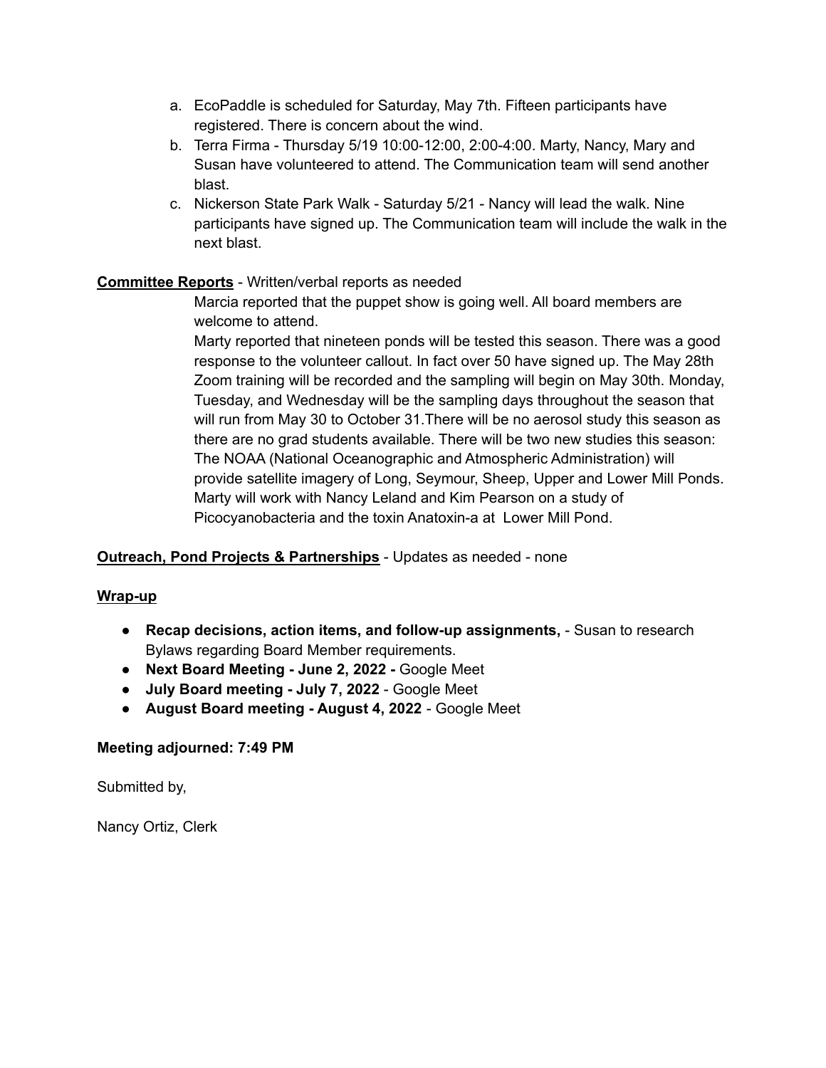a. EcoPaddle is scheduled for Saturday, May 7th. Fifteen participants have registered. There is concern about the wind.
b. Terra Firma - Thursday 5/19 10:00-12:00, 2:00-4:00. Marty, Nancy, Mary and Susan have volunteered to attend. The Communication team will send another blast.
c. Nickerson State Park Walk - Saturday 5/21 - Nancy will lead the walk. Nine participants have signed up. The Communication team will include the walk in the next blast.

**Committee Reports** - Written/verbal reports as needed

Marcia reported that the puppet show is going well. All board members are welcome to attend.

Marty reported that nineteen ponds will be tested this season. There was a good response to the volunteer callout. In fact over 50 have signed up. The May 28th Zoom training will be recorded and the sampling will begin on May 30th. Monday, Tuesday, and Wednesday will be the sampling days throughout the season that will run from May 30 to October 31.There will be no aerosol study this season as there are no grad students available. There will be two new studies this season: The NOAA (National Oceanographic and Atmospheric Administration) will provide satellite imagery of Long, Seymour, Sheep, Upper and Lower Mill Ponds. Marty will work with Nancy Leland and Kim Pearson on a study of Picocyanobacteria and the toxin Anatoxin-a at Lower Mill Pond.

**Outreach, Pond Projects & Partnerships** - Updates as needed - none

**Wrap-up**

- **Recap decisions, action items, and follow-up assignments,** - Susan to research Bylaws regarding Board Member requirements.
- **Next Board Meeting - June 2, 2022 -** Google Meet
- **July Board meeting - July 7, 2022** - Google Meet
- **August Board meeting - August 4, 2022** - Google Meet

**Meeting adjourned: 7:49 PM**

Submitted by,

Nancy Ortiz, Clerk